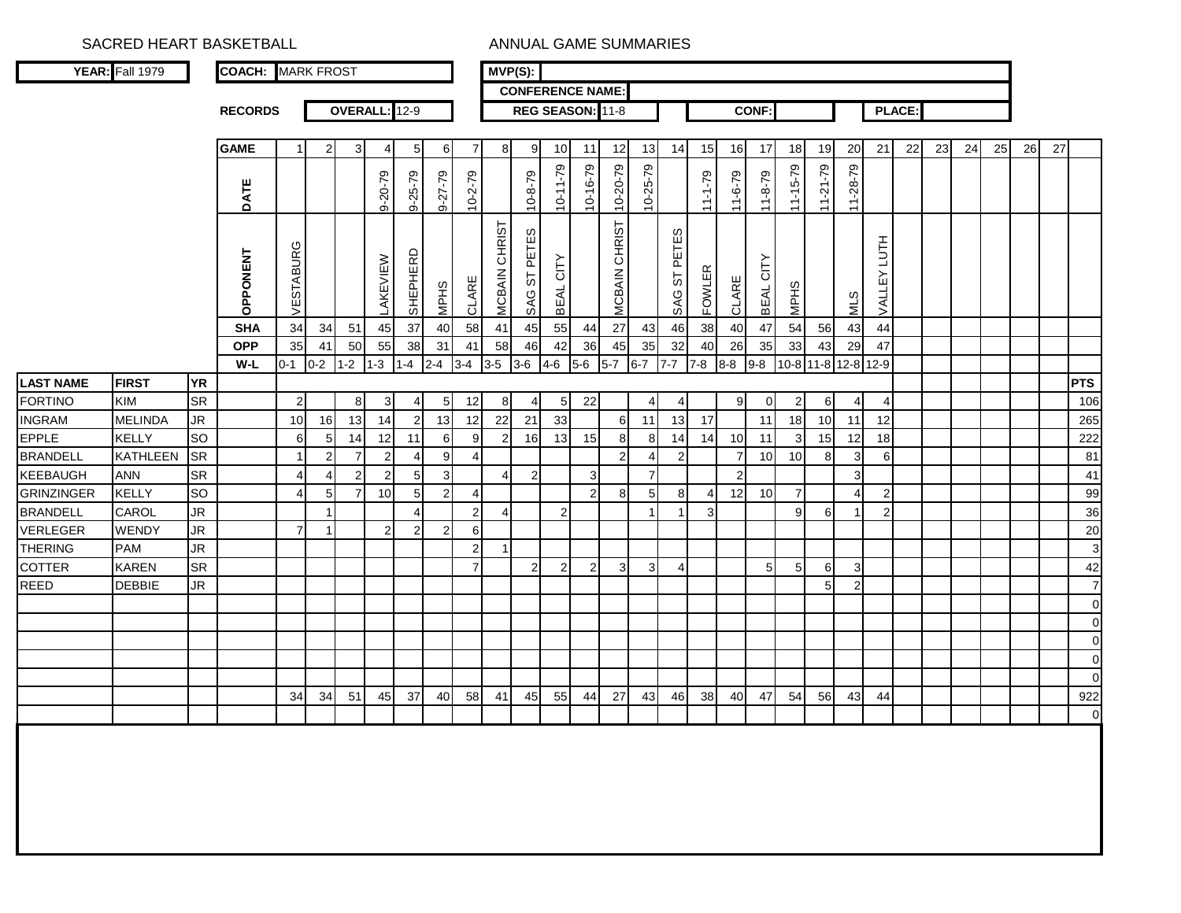SACRED HEART BASKETBALL — ANNUAL GAME SUMMARIES

| YEAR: | Fall 1979 |
|---|---|
| COACH: | MARK FROST |
| MVP(S): | |
| CONFERENCE NAME: | |

| RECORDS | OVERALL: | 12-9 | REG SEASON: | 11-8 | CONF: | | PLACE: | |
|---|---|---|---|---|---|---|---|---|

| LAST NAME | FIRST | YR | GAME | 1 | 2 | 3 | 4 | 5 | 6 | 7 | 8 | 9 | 10 | 11 | 12 | 13 | 14 | 15 | 16 | 17 | 18 | 19 | 20 | 21 | 22 | 23 | 24 | 25 | 26 | 27 | PTS |
|---|---|---|---|---|---|---|---|---|---|---|---|---|---|---|---|---|---|---|---|---|---|---|---|---|---|---|---|---|---|---|---|
| | | | DATE | | | | 9-20-79 | 9-25-79 | 9-27-79 | 10-2-79 | | 10-8-79 | 10-11-79 | 10-16-79 | 10-20-79 | 10-25-79 | | 11-1-79 | 11-6-79 | 11-8-79 | 11-15-79 | 11-21-79 | 11-28-79 | | | | | | | | |
| | | | OPPONENT | VESTABURG | | | LAKEVIEW | SHEPHERD | MPHS | CLARE | MCBAIN CHRIST | SAG ST PETES | BEAL CITY | | MCBAIN CHRIST | | SAG ST PETES | FOWLER | CLARE | BEAL CITY | MPHS | | MLS | VALLEY LUTH | | | | | | | |
| | | | SHA | 34 | 34 | 51 | 45 | 37 | 40 | 58 | 41 | 45 | 55 | 44 | 27 | 43 | 46 | 38 | 40 | 47 | 54 | 56 | 43 | 44 | | | | | | | |
| | | | OPP | 35 | 41 | 50 | 55 | 38 | 31 | 41 | 58 | 46 | 42 | 36 | 45 | 35 | 32 | 40 | 26 | 35 | 33 | 43 | 29 | 47 | | | | | | | |
| | | | W-L | 0-1 | 0-2 | 1-2 | 1-3 | 1-4 | 2-4 | 3-4 | 3-5 | 3-6 | 4-6 | 5-6 | 5-7 | 6-7 | 7-7 | 7-8 | 8-8 | 9-8 | 10-8 | 11-8 | 12-8 | 12-9 | | | | | | | |
| FORTINO | KIM | SR | | 2 | | 8 | 3 | 4 | 5 | 12 | 8 | 4 | 5 | 22 | | 4 | 4 | | 9 | 0 | 2 | 6 | 4 | 4 | | | | | | | 106 |
| INGRAM | MELINDA | JR | | 10 | 16 | 13 | 14 | 2 | 13 | 12 | 22 | 21 | 33 | | 6 | 11 | 13 | 17 | | 11 | 18 | 10 | 11 | 12 | | | | | | | 265 |
| EPPLE | KELLY | SO | | 6 | 5 | 14 | 12 | 11 | 6 | 9 | 2 | 16 | 13 | 15 | 8 | 8 | 14 | 14 | 10 | 11 | 3 | 15 | 12 | 18 | | | | | | | 222 |
| BRANDELL | KATHLEEN | SR | | 1 | 2 | 7 | 2 | 4 | 9 | 4 | | | | | 2 | 4 | 2 | | 7 | 10 | 10 | 8 | 3 | 6 | | | | | | | 81 |
| KEEBAUGH | ANN | SR | | 4 | 4 | 2 | 2 | 5 | 3 | | 4 | 2 | | 3 | | 7 | | | 2 | | | | 3 | | | | | | | | 41 |
| GRINZINGER | KELLY | SO | | 4 | 5 | 7 | 10 | 5 | 2 | 4 | | | | 2 | 8 | 5 | 8 | 4 | 12 | 10 | 7 | | 4 | 2 | | | | | | | 99 |
| BRANDELL | CAROL | JR | | | 1 | | | 4 | | 2 | 4 | | 2 | | | 1 | 1 | 3 | | | 9 | 6 | 1 | 2 | | | | | | | 36 |
| VERLEGER | WENDY | JR | | 7 | 1 | | 2 | 2 | 2 | 6 | | | | | | | | | | | | | | | | | | | | | 20 |
| THERING | PAM | JR | | | | | | | | 2 | 1 | | | | | | | | | | | | | | | | | | | | 3 |
| COTTER | KAREN | SR | | | | | | | | 7 | | 2 | 2 | 2 | 3 | 3 | 4 | | | 5 | 5 | 6 | 3 | | | | | | | | 42 |
| REED | DEBBIE | JR | | | | | | | | | | | | | | | | | | | | 5 | 2 | | | | | | | | 7 |
| | | | | | | | | | | | | | | | | | | | | | | | | | | | | | | | 0 |
| | | | | | | | | | | | | | | | | | | | | | | | | | | | | | | | 0 |
| | | | | | | | | | | | | | | | | | | | | | | | | | | | | | | | 0 |
| | | | | | | | | | | | | | | | | | | | | | | | | | | | | | | | 0 |
| | | | | | | | | | | | | | | | | | | | | | | | | | | | | | | | 0 |
| | | | | 34 | 34 | 51 | 45 | 37 | 40 | 58 | 41 | 45 | 55 | 44 | 27 | 43 | 46 | 38 | 40 | 47 | 54 | 56 | 43 | 44 | | | | | | | 922 |
| | | | | | | | | | | | | | | | | | | | | | | | | | | | | | | | 0 |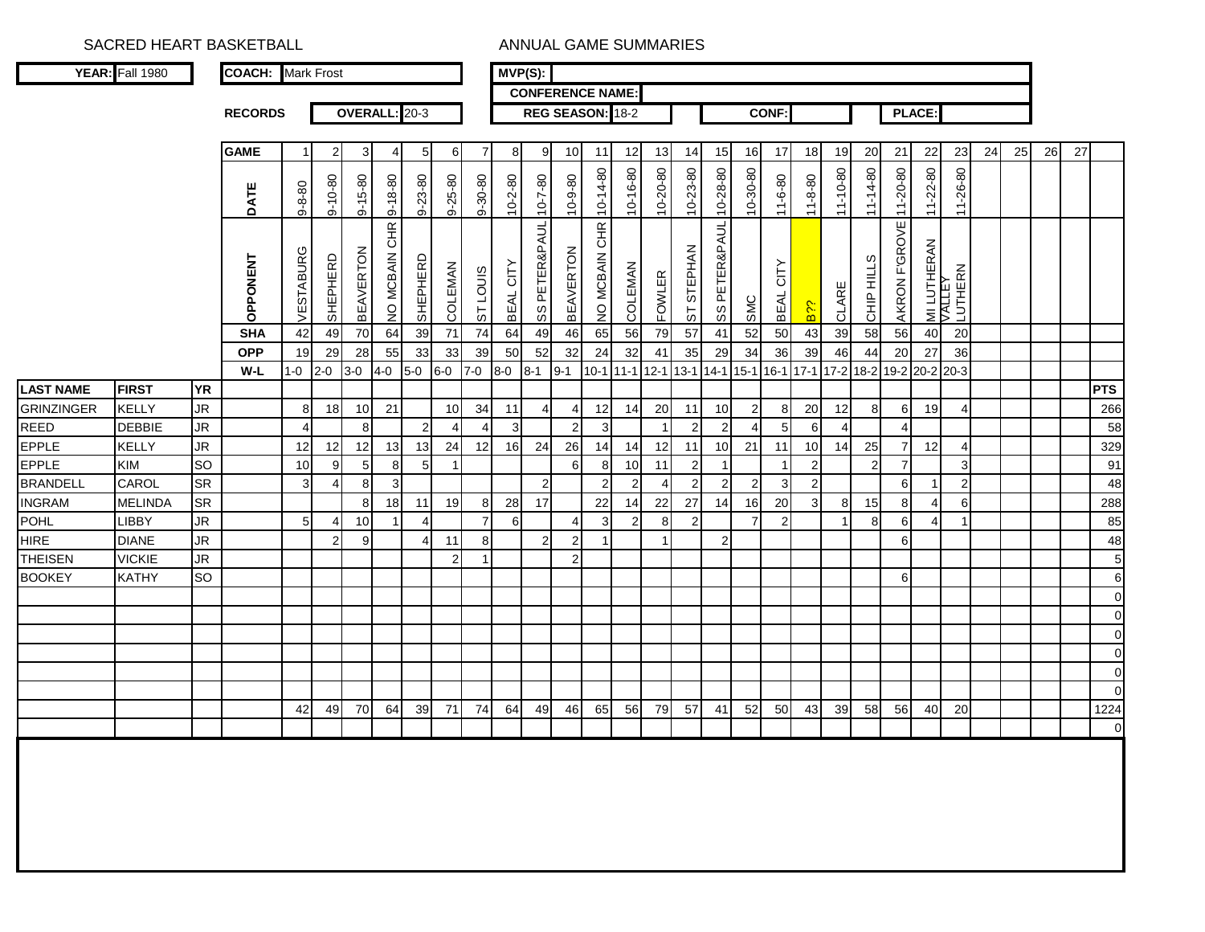# SACRED HEART BASKETBALL

## ANNUAL GAME SUMMARIES

**YEAR:** Fall 1980

**COACH:** Mark Frost

**MVP(S):**

**CONFERENCE NAME:**

**RECORDS** — **OVERALL:** 20-3 — **REG SEASON:** 18-2 — **CONF:** — **PLACE:**

| | | | **GAME** | 1 | 2 | 3 | 4 | 5 | 6 | 7 | 8 | 9 | 10 | 11 | 12 | 13 | 14 | 15 | 16 | 17 | 18 | 19 | 20 | 21 | 22 | 23 | 24 | 25 | 26 | 27 | |
|---|---|---|---|---|---|---|---|---|---|---|---|---|---|---|---|---|---|---|---|---|---|---|---|---|---|---|---|---|---|---|---|
| | | | **DATE** | 9-8-80 | 9-10-80 | 9-15-80 | 9-18-80 | 9-23-80 | 9-25-80 | 9-30-80 | 10-2-80 | 10-7-80 | 10-9-80 | 10-14-80 | 10-16-80 | 10-20-80 | 10-23-80 | 10-28-80 | 10-30-80 | 11-6-80 | 11-8-80 | 11-10-80 | 11-14-80 | 11-20-80 | 11-22-80 | 11-26-80 | | | | | |
| | | | **OPPONENT** | VESTABURG | SHEPHERD | BEAVERTON | NO MCBAIN CHR | SHEPHERD | COLEMAN | ST LOUIS | BEAL CITY | SS PETER&PAUL | BEAVERTON | NO MCBAIN CHR | COLEMAN | FOWLER | ST STEPHAN | SS PETER&PAUL | SMC | BEAL CITY | B?? | CLARE | CHIP HILLS | AKRON F'GROVE | MI LUTHERAN | VALLEY LUTHERN | | | | | |
| | | | **SHA** | 42 | 49 | 70 | 64 | 39 | 71 | 74 | 64 | 49 | 46 | 65 | 56 | 79 | 57 | 41 | 52 | 50 | 43 | 39 | 58 | 56 | 40 | 20 | | | | | |
| | | | **OPP** | 19 | 29 | 28 | 55 | 33 | 33 | 39 | 50 | 52 | 32 | 24 | 32 | 41 | 35 | 29 | 34 | 36 | 39 | 46 | 44 | 20 | 27 | 36 | | | | | |
| | | | **W-L** | 1-0 | 2-0 | 3-0 | 4-0 | 5-0 | 6-0 | 7-0 | 8-0 | 8-1 | 9-1 | 10-1 | 11-1 | 12-1 | 13-1 | 14-1 | 15-1 | 16-1 | 17-1 | 17-2 | 18-2 | 19-2 | 20-2 | 20-3 | | | | | |
| **LAST NAME** | **FIRST** | **YR** | | | | | | | | | | | | | | | | | | | | | | | | | | | | | **PTS** |
| GRINZINGER | KELLY | JR | | 8 | 18 | 10 | 21 | | 10 | 34 | 11 | 4 | 4 | 12 | 14 | 20 | 11 | 10 | 2 | 8 | 20 | 12 | 8 | 6 | 19 | 4 | | | | | 266 |
| REED | DEBBIE | JR | | 4 | | 8 | | 2 | 4 | 4 | 3 | | 2 | 3 | | 1 | 2 | 2 | 4 | 5 | 6 | 4 | | 4 | | | | | | | 58 |
| EPPLE | KELLY | JR | | 12 | 12 | 12 | 13 | 13 | 24 | 12 | 16 | 24 | 26 | 14 | 14 | 12 | 11 | 10 | 21 | 11 | 10 | 14 | 25 | 7 | 12 | 4 | | | | | 329 |
| EPPLE | KIM | SO | | 10 | 9 | 5 | 8 | 5 | 1 | | | | 6 | 8 | 10 | 11 | 2 | 1 | | 1 | 2 | | 2 | 7 | | 3 | | | | | 91 |
| BRANDELL | CAROL | SR | | 3 | 4 | 8 | 3 | | | | | 2 | | 2 | 2 | 4 | 2 | 2 | 2 | 3 | 2 | | | 6 | 1 | 2 | | | | | 48 |
| INGRAM | MELINDA | SR | | | | 8 | 18 | 11 | 19 | 8 | 28 | 17 | | 22 | 14 | 22 | 27 | 14 | 16 | 20 | 3 | 8 | 15 | 8 | 4 | 6 | | | | | 288 |
| POHL | LIBBY | JR | | 5 | 4 | 10 | 1 | 4 | | 7 | 6 | | 4 | 3 | 2 | 8 | 2 | | 7 | 2 | | 1 | 8 | 6 | 4 | 1 | | | | | 85 |
| HIRE | DIANE | JR | | | 2 | 9 | | 4 | 11 | 8 | | 2 | 2 | 1 | | 1 | | 2 | | | | | | 6 | | | | | | | 48 |
| THEISEN | VICKIE | JR | | | | | | | 2 | 1 | | | 2 | | | | | | | | | | | | | | | | | | 5 |
| BOOKEY | KATHY | SO | | | | | | | | | | | | | | | | | | | | | | 6 | | | | | | | 6 |
| | | | | | | | | | | | | | | | | | | | | | | | | | | | | | | | 0 |
| | | | | | | | | | | | | | | | | | | | | | | | | | | | | | | | 0 |
| | | | | | | | | | | | | | | | | | | | | | | | | | | | | | | | 0 |
| | | | | | | | | | | | | | | | | | | | | | | | | | | | | | | | 0 |
| | | | | | | | | | | | | | | | | | | | | | | | | | | | | | | | 0 |
| | | | | | | | | | | | | | | | | | | | | | | | | | | | | | | | 0 |
| | | | | 42 | 49 | 70 | 64 | 39 | 71 | 74 | 64 | 49 | 46 | 65 | 56 | 79 | 57 | 41 | 52 | 50 | 43 | 39 | 58 | 56 | 40 | 20 | | | | | 1224 |
| | | | | | | | | | | | | | | | | | | | | | | | | | | | | | | | 0 |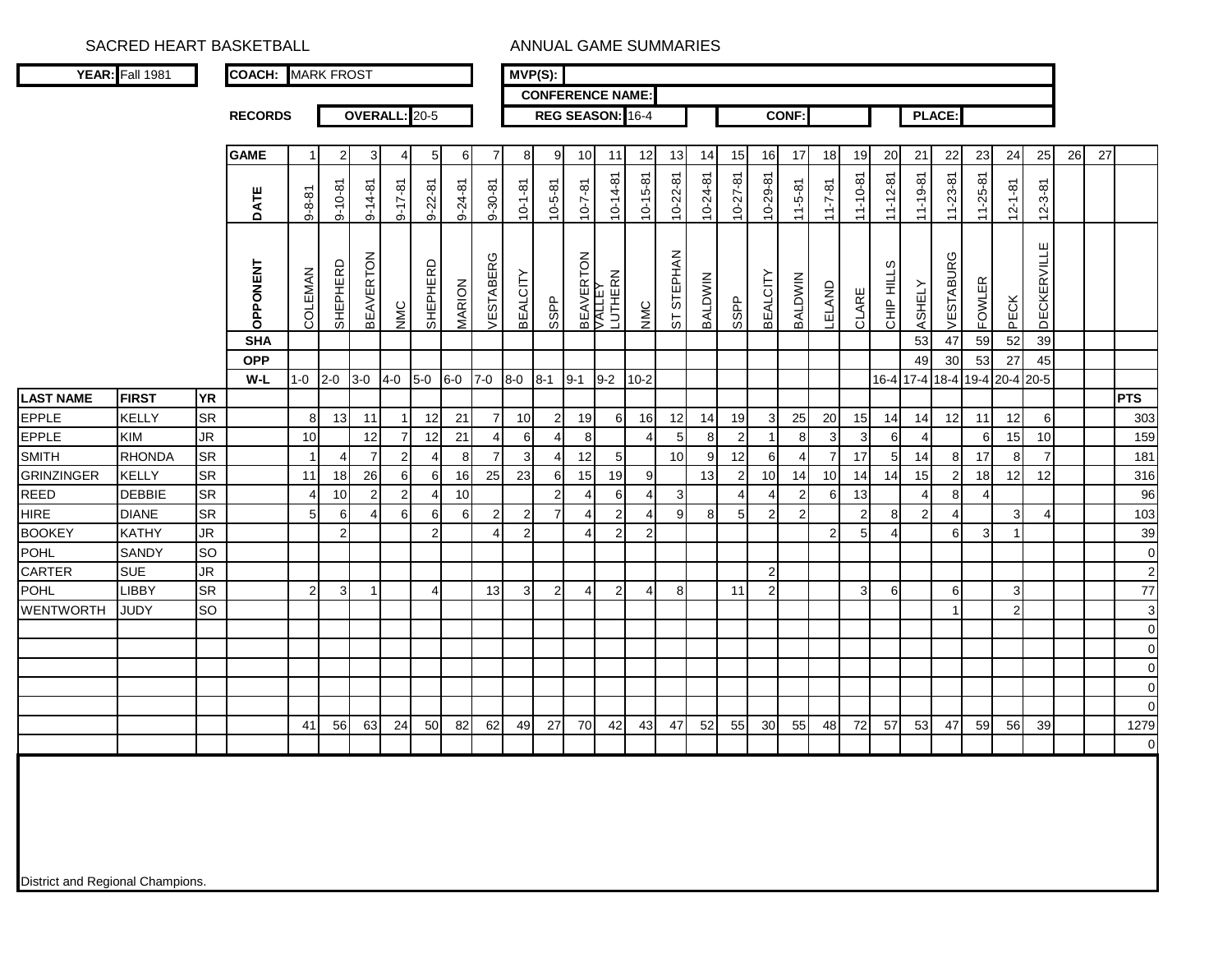SACRED HEART BASKETBALL

ANNUAL GAME SUMMARIES

**YEAR:** Fall 1981

**COACH:** MARK FROST

**MVP(S):**

**CONFERENCE NAME:**

**RECORDS** **OVERALL:** 20-5 **REG SEASON:** 16-4 **CONF:** **PLACE:**

| | | | **GAME** | 1 | 2 | 3 | 4 | 5 | 6 | 7 | 8 | 9 | 10 | 11 | 12 | 13 | 14 | 15 | 16 | 17 | 18 | 19 | 20 | 21 | 22 | 23 | 24 | 25 | 26 | 27 | |
|---|---|---|---|---|---|---|---|---|---|---|---|---|---|---|---|---|---|---|---|---|---|---|---|---|---|---|---|---|---|---|---|
| | | | **DATE** | 9-8-81 | 9-10-81 | 9-14-81 | 9-17-81 | 9-22-81 | 9-24-81 | 9-30-81 | 10-1-81 | 10-5-81 | 10-7-81 | 10-14-81 | 10-15-81 | 10-22-81 | 10-24-81 | 10-27-81 | 10-29-81 | 11-5-81 | 11-7-81 | 11-10-81 | 11-12-81 | 11-19-81 | 11-23-81 | 11-25-81 | 12-1-81 | 12-3-81 | | | |
| | | | **OPPONENT** | COLEMAN | SHEPHERD | BEAVERTON | NMC | SHEPHERD | MARION | VESTABERG | BEALCITY | SSPP | BEAVERTON | VALLEY LUTHERN | NMC | ST STEPHAN | BALDWIN | SSPP | BEALCITY | BALDWIN | LELAND | CLARE | CHIP HILLS | ASHELY | VESTABURG | FOWLER | PECK | DECKERVILLE | | | |
| | | | **SHA** | | | | | | | | | | | | | | | | | | | | | 53 | 47 | 59 | 52 | 39 | | | |
| | | | **OPP** | | | | | | | | | | | | | | | | | | | | | 49 | 30 | 53 | 27 | 45 | | | |
| | | | **W-L** | 1-0 | 2-0 | 3-0 | 4-0 | 5-0 | 6-0 | 7-0 | 8-0 | 8-1 | 9-1 | 9-2 | 10-2 | | | | | | | | 16-4 | 17-4 | 18-4 | 19-4 | 20-4 | 20-5 | | | |
| **LAST NAME** | **FIRST** | **YR** | | | | | | | | | | | | | | | | | | | | | | | | | | | | | **PTS** |
| EPPLE | KELLY | SR | | 8 | 13 | 11 | 1 | 12 | 21 | 7 | 10 | 2 | 19 | 6 | 16 | 12 | 14 | 19 | 3 | 25 | 20 | 15 | 14 | 14 | 12 | 11 | 12 | 6 | | | 303 |
| EPPLE | KIM | JR | | 10 | | 12 | 7 | 12 | 21 | 4 | 6 | 4 | 8 | | 4 | 5 | 8 | 2 | 1 | 8 | 3 | 3 | 6 | 4 | | 6 | 15 | 10 | | | 159 |
| SMITH | RHONDA | SR | | 1 | 4 | 7 | 2 | 4 | 8 | 7 | 3 | 4 | 12 | 5 | | 10 | 9 | 12 | 6 | 4 | 7 | 17 | 5 | 14 | 8 | 17 | 8 | 7 | | | 181 |
| GRINZINGER | KELLY | SR | | 11 | 18 | 26 | 6 | 6 | 16 | 25 | 23 | 6 | 15 | 19 | 9 | | 13 | 2 | 10 | 14 | 10 | 14 | 14 | 15 | 2 | 18 | 12 | 12 | | | 316 |
| REED | DEBBIE | SR | | 4 | 10 | 2 | 2 | 4 | 10 | | | 2 | 4 | 6 | 4 | 3 | | 4 | 4 | 2 | 6 | 13 | | 4 | 8 | 4 | | | | | 96 |
| HIRE | DIANE | SR | | 5 | 6 | 4 | 6 | 6 | 6 | 2 | 2 | 7 | 4 | 2 | 4 | 9 | 8 | 5 | 2 | 2 | | 2 | 8 | 2 | 4 | | 3 | 4 | | | 103 |
| BOOKEY | KATHY | JR | | | 2 | | | 2 | | 4 | 2 | | 4 | 2 | 2 | | | | | | 2 | 5 | 4 | | 6 | 3 | 1 | | | | 39 |
| POHL | SANDY | SO | | | | | | | | | | | | | | | | | | | | | | | | | | | | | 0 |
| CARTER | SUE | JR | | | | | | | | | | | | | | | | | 2 | | | | | | | | | | | | 2 |
| POHL | LIBBY | SR | | 2 | 3 | 1 | | 4 | | 13 | 3 | 2 | 4 | 2 | 4 | 8 | | 11 | 2 | | | 3 | 6 | | 6 | | 3 | | | | 77 |
| WENTWORTH | JUDY | SO | | | | | | | | | | | | | | | | | | | | | | | 1 | | 2 | | | | 3 |
| | | | | | | | | | | | | | | | | | | | | | | | | | | | | | | | 0 |
| | | | | | | | | | | | | | | | | | | | | | | | | | | | | | | | 0 |
| | | | | | | | | | | | | | | | | | | | | | | | | | | | | | | | 0 |
| | | | | | | | | | | | | | | | | | | | | | | | | | | | | | | | 0 |
| | | | | | | | | | | | | | | | | | | | | | | | | | | | | | | | 0 |
| | | | | 41 | 56 | 63 | 24 | 50 | 82 | 62 | 49 | 27 | 70 | 42 | 43 | 47 | 52 | 55 | 30 | 55 | 48 | 72 | 57 | 53 | 47 | 59 | 56 | 39 | | | 1279 |
| | | | | | | | | | | | | | | | | | | | | | | | | | | | | | | | 0 |

District and Regional Champions.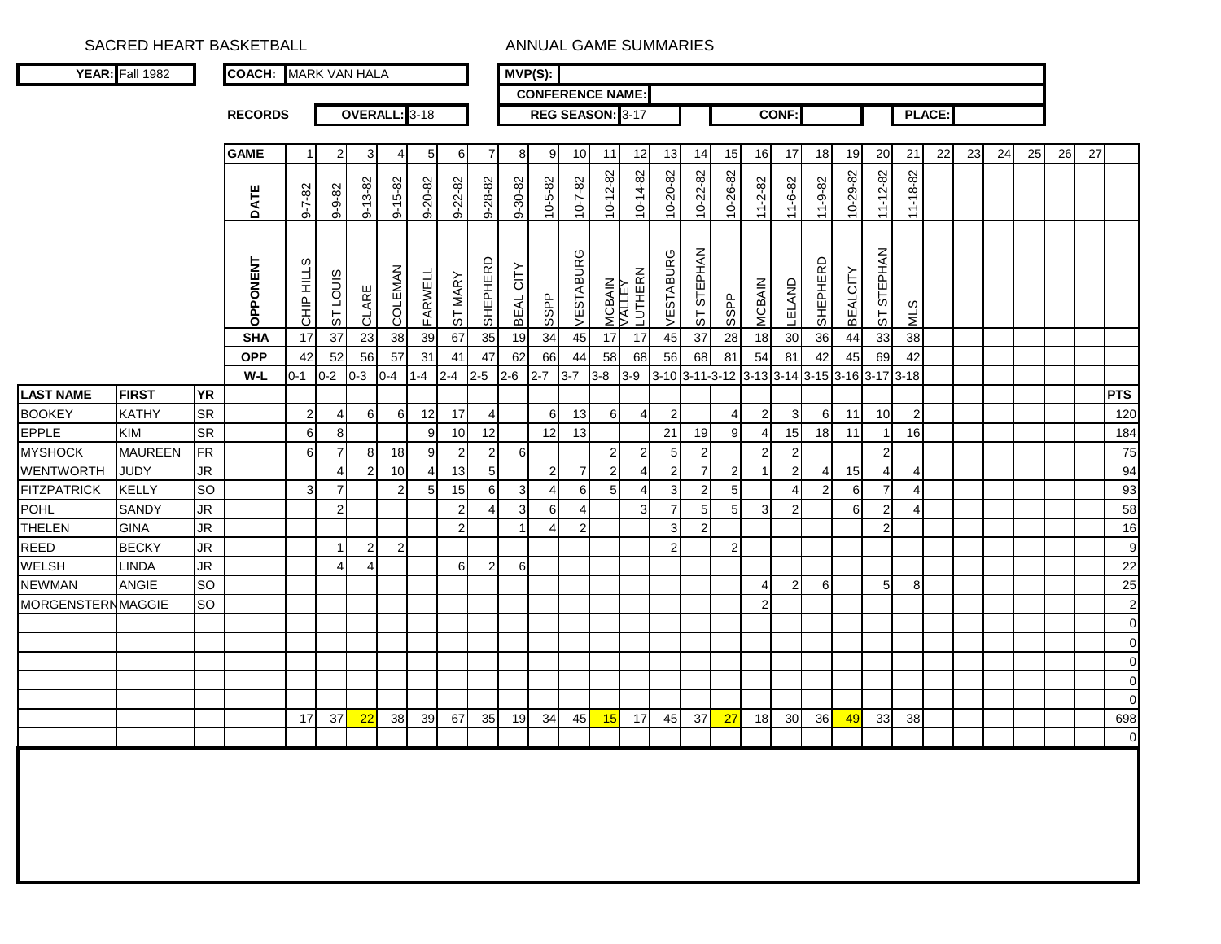SACRED HEART BASKETBALL — ANNUAL GAME SUMMARIES

**YEAR:** Fall 1982

**COACH:** MARK VAN HALA

**MVP(S):**

**CONFERENCE NAME:**

**RECORDS** — **OVERALL:** 3-18 | **REG SEASON:** 3-17 | **CONF:** | **PLACE:**

| LAST NAME | FIRST | YR | GAME | 1 | 2 | 3 | 4 | 5 | 6 | 7 | 8 | 9 | 10 | 11 | 12 | 13 | 14 | 15 | 16 | 17 | 18 | 19 | 20 | 21 | 22 | 23 | 24 | 25 | 26 | 27 | PTS |
|---|---|---|---|---|---|---|---|---|---|---|---|---|---|---|---|---|---|---|---|---|---|---|---|---|---|---|---|---|---|---|---|
| | | | DATE | 9-7-82 | 9-9-82 | 9-13-82 | 9-15-82 | 9-20-82 | 9-22-82 | 9-28-82 | 9-30-82 | 10-5-82 | 10-7-82 | 10-12-82 | 10-14-82 | 10-20-82 | 10-22-82 | 10-26-82 | 11-2-82 | 11-6-82 | 11-9-82 | 10-29-82 | 11-12-82 | 11-18-82 | | | | | | | |
| | | | OPPONENT | CHIP HILLS | ST LOUIS | CLARE | COLEMAN | FARWELL | ST MARY | SHEPHERD | BEAL CITY | SSPP | VESTABURG | MCBAIN | VALLEY LUTHERN | VESTABURG | ST STEPHAN | SSPP | MCBAIN | LELAND | SHEPHERD | BEALCITY | ST STEPHAN | MLS | | | | | | | |
| | | | SHA | 17 | 37 | 23 | 38 | 39 | 67 | 35 | 19 | 34 | 45 | 17 | 17 | 45 | 37 | 28 | 18 | 30 | 36 | 44 | 33 | 38 | | | | | | | |
| | | | OPP | 42 | 52 | 56 | 57 | 31 | 41 | 47 | 62 | 66 | 44 | 58 | 68 | 56 | 68 | 81 | 54 | 81 | 42 | 45 | 69 | 42 | | | | | | | |
| | | | W-L | 0-1 | 0-2 | 0-3 | 0-4 | 1-4 | 2-4 | 2-5 | 2-6 | 2-7 | 3-7 | 3-8 | 3-9 | 3-10 | 3-11 | 3-12 | 3-13 | 3-14 | 3-15 | 3-16 | 3-17 | 3-18 | | | | | | | |
| BOOKEY | KATHY | SR | | 2 | 4 | 6 | 6 | 12 | 17 | 4 | | 6 | 13 | 6 | 4 | 2 | | 4 | 2 | 3 | 6 | 11 | 10 | 2 | | | | | | | 120 |
| EPPLE | KIM | SR | | 6 | 8 | | | 9 | 10 | 12 | | 12 | 13 | | | 21 | 19 | 9 | 4 | 15 | 18 | 11 | 1 | 16 | | | | | | | 184 |
| MYSHOCK | MAUREEN | FR | | 6 | 7 | 8 | 18 | 9 | 2 | 2 | 6 | | | 2 | 2 | 5 | 2 | | 2 | 2 | | | 2 | | | | | | | | 75 |
| WENTWORTH | JUDY | JR | | | 4 | 2 | 10 | 4 | 13 | 5 | | 2 | 7 | 2 | 4 | 2 | 7 | 2 | 1 | 2 | 4 | 15 | 4 | 4 | | | | | | | 94 |
| FITZPATRICK | KELLY | SO | | 3 | 7 | | 2 | 5 | 15 | 6 | 3 | 4 | 6 | 5 | 4 | 3 | 2 | 5 | | 4 | 2 | 6 | 7 | 4 | | | | | | | 93 |
| POHL | SANDY | JR | | | 2 | | | | 2 | 4 | 3 | 6 | 4 | | 3 | 7 | 5 | 5 | 3 | 2 | | 6 | 2 | 4 | | | | | | | 58 |
| THELEN | GINA | JR | | | | | | | 2 | | 1 | 4 | 2 | | | 3 | 2 | | | | | | 2 | | | | | | | | 16 |
| REED | BECKY | JR | | | 1 | 2 | 2 | | | | | | | | | 2 | | 2 | | | | | | | | | | | | | 9 |
| WELSH | LINDA | JR | | | 4 | 4 | | | 6 | 2 | 6 | | | | | | | | | | | | | | | | | | | | 22 |
| NEWMAN | ANGIE | SO | | | | | | | | | | | | | | | | | 4 | 2 | 6 | | 5 | 8 | | | | | | | 25 |
| MORGENSTERN | MAGGIE | SO | | | | | | | | | | | | | | | | | 2 | | | | | | | | | | | | 2 |
| | | | | | | | | | | | | | | | | | | | | | | | | | | | | | | | 0 |
| | | | | | | | | | | | | | | | | | | | | | | | | | | | | | | | 0 |
| | | | | | | | | | | | | | | | | | | | | | | | | | | | | | | | 0 |
| | | | | | | | | | | | | | | | | | | | | | | | | | | | | | | | 0 |
| | | | | | | | | | | | | | | | | | | | | | | | | | | | | | | | 0 |
| | | | | 17 | 37 | 22 | 38 | 39 | 67 | 35 | 19 | 34 | 45 | 15 | 17 | 45 | 37 | 27 | 18 | 30 | 36 | 49 | 33 | 38 | | | | | | | 698 |
| | | | | | | | | | | | | | | | | | | | | | | | | | | | | | | | 0 |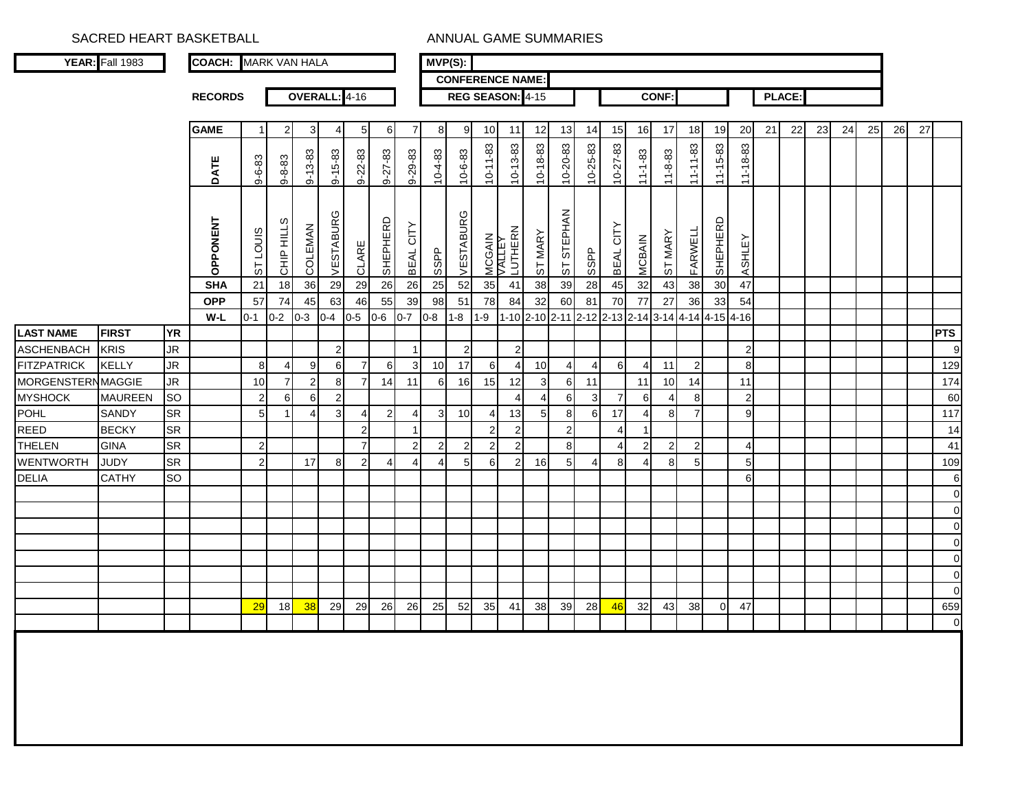SACRED HEART BASKETBALL

ANNUAL GAME SUMMARIES

**YEAR:** Fall 1983

**COACH:** MARK VAN HALA

**MVP(S):**

**CONFERENCE NAME:**

**RECORDS** **OVERALL:** 4-16 **REG SEASON:** 4-15 **CONF:** **PLACE:**

| | | | GAME | 1 | 2 | 3 | 4 | 5 | 6 | 7 | 8 | 9 | 10 | 11 | 12 | 13 | 14 | 15 | 16 | 17 | 18 | 19 | 20 | 21 | 22 | 23 | 24 | 25 | 26 | 27 | |
|---|---|---|---|---|---|---|---|---|---|---|---|---|---|---|---|---|---|---|---|---|---|---|---|---|---|---|---|---|---|---|---|
| | | | DATE | 9-6-83 | 9-8-83 | 9-13-83 | 9-15-83 | 9-22-83 | 9-27-83 | 9-29-83 | 10-4-83 | 10-6-83 | 10-11-83 | 10-13-83 | 10-18-83 | 10-20-83 | 10-25-83 | 10-27-83 | 11-1-83 | 11-8-83 | 11-11-83 | 11-15-83 | 11-18-83 | | | | | | | | |
| | | | OPPONENT | ST LOUIS | CHIP HILLS | COLEMAN | VESTABURG | CLARE | SHEPHERD | BEAL CITY | SSPP | VESTABURG | MCGAIN | VALLEY LUTHERN | ST MARY | ST STEPHAN | SSPP | BEAL CITY | MCBAIN | ST MARY | FARWELL | SHEPHERD | ASHLEY | | | | | | | | |
| | | | SHA | 21 | 18 | 36 | 29 | 29 | 26 | 26 | 25 | 52 | 35 | 41 | 38 | 39 | 28 | 45 | 32 | 43 | 38 | 30 | 47 | | | | | | | | |
| | | | OPP | 57 | 74 | 45 | 63 | 46 | 55 | 39 | 98 | 51 | 78 | 84 | 32 | 60 | 81 | 70 | 77 | 27 | 36 | 33 | 54 | | | | | | | | |
| | | | W-L | 0-1 | 0-2 | 0-3 | 0-4 | 0-5 | 0-6 | 0-7 | 0-8 | 1-8 | 1-9 | 1-10 | 2-10 | 2-11 | 2-12 | 2-13 | 2-14 | 3-14 | 4-14 | 4-15 | 4-16 | | | | | | | | |
| **LAST NAME** | **FIRST** | **YR** | | | | | | | | | | | | | | | | | | | | | | | | | | | | | **PTS** |
| ASCHENBACH | KRIS | JR | | | | | 2 | | | 1 | | 2 | | 2 | | | | | | | | | 2 | | | | | | | | 9 |
| FITZPATRICK | KELLY | JR | | 8 | 4 | 9 | 6 | 7 | 6 | 3 | 10 | 17 | 6 | 4 | 10 | 4 | 4 | 6 | 4 | 11 | 2 | | 8 | | | | | | | | 129 |
| MORGENSTERN | MAGGIE | JR | | 10 | 7 | 2 | 8 | 7 | 14 | 11 | 6 | 16 | 15 | 12 | 3 | 6 | 11 | | 11 | 10 | 14 | | 11 | | | | | | | | 174 |
| MYSHOCK | MAUREEN | SO | | 2 | 6 | 6 | 2 | | | | | | | 4 | 4 | 6 | 3 | 7 | 6 | 4 | 8 | | 2 | | | | | | | | 60 |
| POHL | SANDY | SR | | 5 | 1 | 4 | 3 | 4 | 2 | 4 | 3 | 10 | 4 | 13 | 5 | 8 | 6 | 17 | 4 | 8 | 7 | | 9 | | | | | | | | 117 |
| REED | BECKY | SR | | | | | | 2 | | 1 | | | 2 | 2 | | 2 | | 4 | 1 | | | | | | | | | | | | 14 |
| THELEN | GINA | SR | | 2 | | | | 7 | | 2 | 2 | 2 | 2 | 2 | | 8 | | 4 | 2 | 2 | 2 | | 4 | | | | | | | | 41 |
| WENTWORTH | JUDY | SR | | 2 | | 17 | 8 | 2 | 4 | 4 | 4 | 5 | 6 | 2 | 16 | 5 | 4 | 8 | 4 | 8 | 5 | | 5 | | | | | | | | 109 |
| DELIA | CATHY | SO | | | | | | | | | | | | | | | | | | | | | 6 | | | | | | | | 6 |
| | | | | | | | | | | | | | | | | | | | | | | | | | | | | | | | 0 |
| | | | | | | | | | | | | | | | | | | | | | | | | | | | | | | | 0 |
| | | | | | | | | | | | | | | | | | | | | | | | | | | | | | | | 0 |
| | | | | | | | | | | | | | | | | | | | | | | | | | | | | | | | 0 |
| | | | | | | | | | | | | | | | | | | | | | | | | | | | | | | | 0 |
| | | | | | | | | | | | | | | | | | | | | | | | | | | | | | | | 0 |
| | | | | | | | | | | | | | | | | | | | | | | | | | | | | | | | 0 |
| | | | | 29 | 18 | 38 | 29 | 29 | 26 | 26 | 25 | 52 | 35 | 41 | 38 | 39 | 28 | 46 | 32 | 43 | 38 | 0 | 47 | | | | | | | | 659 |
| | | | | | | | | | | | | | | | | | | | | | | | | | | | | | | | 0 |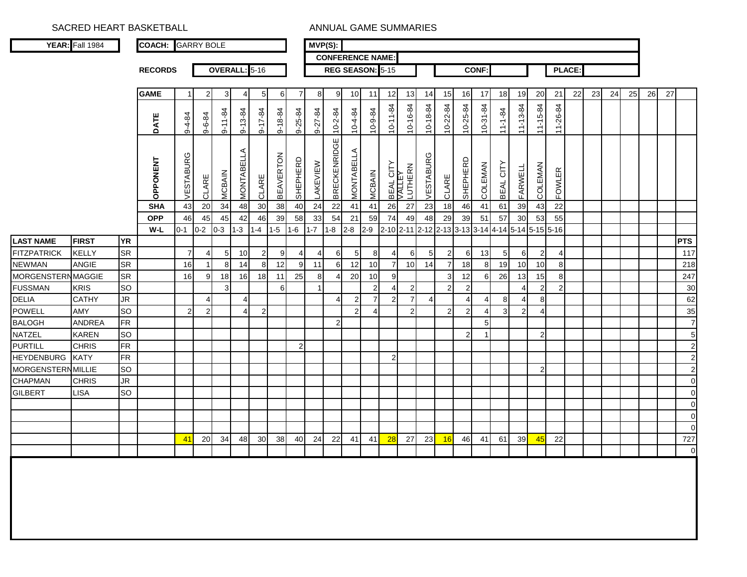SACRED HEART BASKETBALL ANNUAL GAME SUMMARIES

**YEAR:** Fall 1984 **COACH:** GARRY BOLE **MVP(S):**

**CONFERENCE NAME:**

**RECORDS** **OVERALL:** 5-16 **REG SEASON:** 5-15 **CONF:** **PLACE:**

| LAST NAME | FIRST | YR | | 1 | 2 | 3 | 4 | 5 | 6 | 7 | 8 | 9 | 10 | 11 | 12 | 13 | 14 | 15 | 16 | 17 | 18 | 19 | 20 | 21 | 22 | 23 | 24 | 25 | 26 | 27 | PTS |
|---|---|---|---|---|---|---|---|---|---|---|---|---|---|---|---|---|---|---|---|---|---|---|---|---|---|---|---|---|---|---|---|
| | | | **DATE** | 9-4-84 | 9-6-84 | 9-11-84 | 9-13-84 | 9-17-84 | 9-18-84 | 9-25-84 | 9-27-84 | 10-2-84 | 10-4-84 | 10-9-84 | 10-11-84 | 10-16-84 | 10-18-84 | 10-22-84 | 10-25-84 | 10-31-84 | 11-1-84 | 11-13-84 | 11-15-84 | 11-26-84 | | | | | | | |
| | | | **OPPONENT** | VESTABURG | CLARE | MCBAIN | MONTABELLA | CLARE | BEAVERTON | SHEPHERD | LAKEVIEW | BRECKENRIDGE | MONTABELLA | MCBAIN | BEAL CITY | VALLEY LUTHERN | VESTABURG | CLARE | SHEPHERD | COLEMAN | BEAL CITY | FARWELL | COLEMAN | FOWLER | | | | | | | |
| | | | **SHA** | 43 | 20 | 34 | 48 | 30 | 38 | 40 | 24 | 22 | 41 | 41 | 26 | 27 | 23 | 18 | 46 | 41 | 61 | 39 | 43 | 22 | | | | | | | |
| | | | **OPP** | 46 | 45 | 45 | 42 | 46 | 39 | 58 | 33 | 54 | 21 | 59 | 74 | 49 | 48 | 29 | 39 | 51 | 57 | 30 | 53 | 55 | | | | | | | |
| | | | **W-L** | 0-1 | 0-2 | 0-3 | 1-3 | 1-4 | 1-5 | 1-6 | 1-7 | 1-8 | 2-8 | 2-9 | 2-10 | 2-11 | 2-12 | 2-13 | 3-13 | 3-14 | 4-14 | 5-14 | 5-15 | 5-16 | | | | | | | |
| FITZPATRICK | KELLY | SR | | 7 | 4 | 5 | 10 | 2 | 9 | 4 | 4 | 6 | 5 | 8 | 4 | 6 | 5 | 2 | 6 | 13 | 5 | 6 | 2 | 4 | | | | | | | 117 |
| NEWMAN | ANGIE | SR | | 16 | 1 | 8 | 14 | 8 | 12 | 9 | 11 | 6 | 12 | 10 | 7 | 10 | 14 | 7 | 18 | 8 | 19 | 10 | 10 | 8 | | | | | | | 218 |
| MORGENSTERN | MAGGIE | SR | | 16 | 9 | 18 | 16 | 18 | 11 | 25 | 8 | 4 | 20 | 10 | 9 | | | 3 | 12 | 6 | 26 | 13 | 15 | 8 | | | | | | | 247 |
| FUSSMAN | KRIS | SO | | | | 3 | | | 6 | | 1 | | | 2 | 4 | 2 | | 2 | 2 | | | 4 | 2 | 2 | | | | | | | 30 |
| DELIA | CATHY | JR | | | 4 | | 4 | | | | | 4 | 2 | 7 | 2 | 7 | 4 | | 4 | 4 | 8 | 4 | 8 | | | | | | | | 62 |
| POWELL | AMY | SO | | 2 | 2 | | 4 | 2 | | | | | 2 | 4 | | 2 | | 2 | 2 | 4 | 3 | 2 | 4 | | | | | | | | 35 |
| BALOGH | ANDREA | FR | | | | | | | | | | 2 | | | | | | | | 5 | | | | | | | | | | | 7 |
| NATZEL | KAREN | SO | | | | | | | | | | | | | | | | | 2 | 1 | | | 2 | | | | | | | | 5 |
| PURTILL | CHRIS | FR | | | | | | | | 2 | | | | | | | | | | | | | | | | | | | | | 2 |
| HEYDENBURG | KATY | FR | | | | | | | | | | | | | 2 | | | | | | | | | | | | | | | | 2 |
| MORGENSTERN | MILLIE | SO | | | | | | | | | | | | | | | | | | | | | 2 | | | | | | | | 2 |
| CHAPMAN | CHRIS | JR | | | | | | | | | | | | | | | | | | | | | | | | | | | | | 0 |
| GILBERT | LISA | SO | | | | | | | | | | | | | | | | | | | | | | | | | | | | | 0 |
| | | | | | | | | | | | | | | | | | | | | | | | | | | | | | | | 0 |
| | | | | | | | | | | | | | | | | | | | | | | | | | | | | | | | 0 |
| | | | | | | | | | | | | | | | | | | | | | | | | | | | | | | | 0 |
| | | | | 41 | 20 | 34 | 48 | 30 | 38 | 40 | 24 | 22 | 41 | 41 | 28 | 27 | 23 | 16 | 46 | 41 | 61 | 39 | 45 | 22 | | | | | | | 727 |
| | | | | | | | | | | | | | | | | | | | | | | | | | | | | | | | 0 |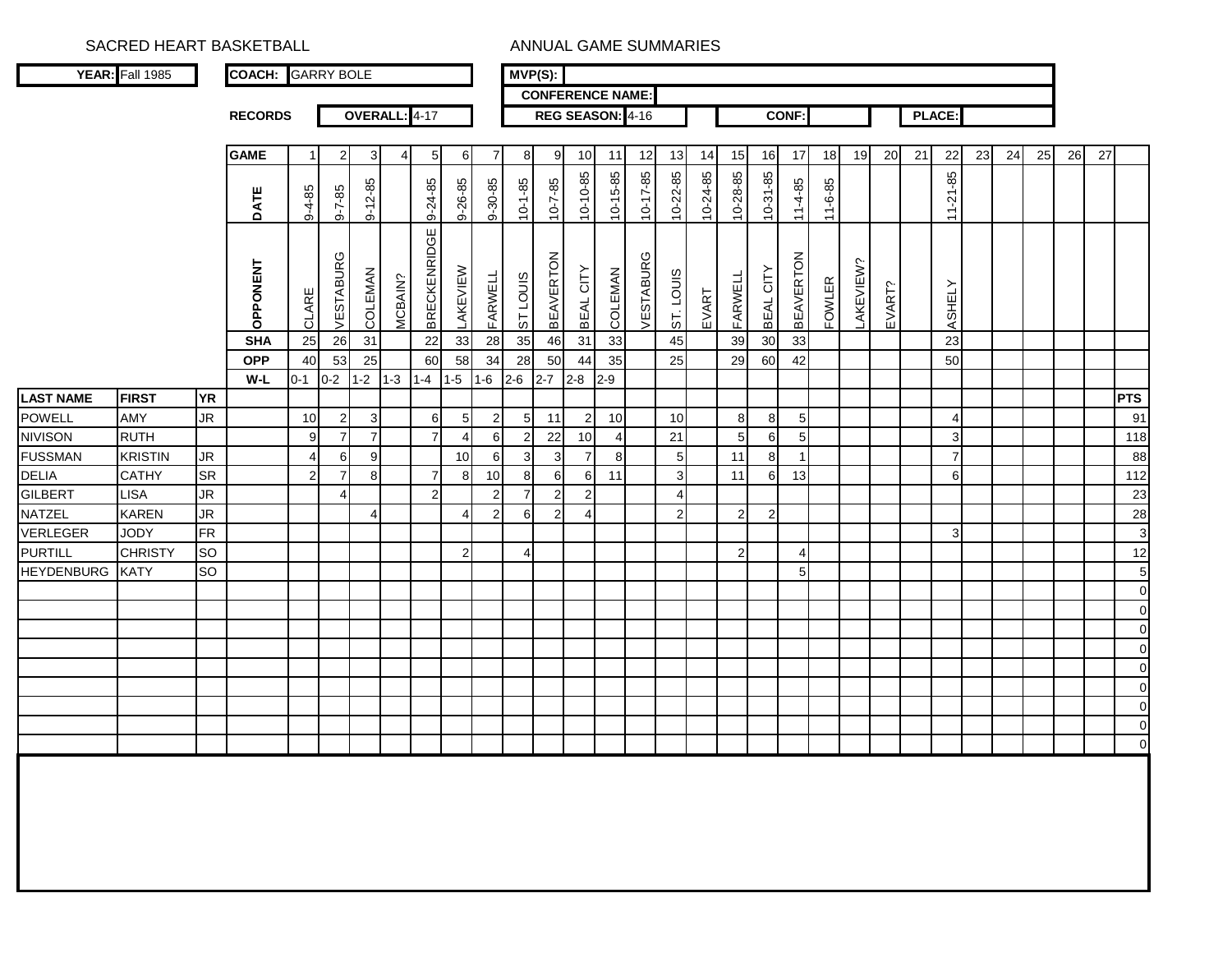SACRED HEART BASKETBALL — ANNUAL GAME SUMMARIES

**YEAR:** Fall 1985 | **COACH:** GARRY BOLE | **MVP(S):**

**CONFERENCE NAME:**

**RECORDS** — **OVERALL:** 4-17 | **REG SEASON:** 4-16 | **CONF:** | **PLACE:**

| | | | **GAME** | 1 | 2 | 3 | 4 | 5 | 6 | 7 | 8 | 9 | 10 | 11 | 12 | 13 | 14 | 15 | 16 | 17 | 18 | 19 | 20 | 21 | 22 | 23 | 24 | 25 | 26 | 27 | |
|---|---|---|---|---|---|---|---|---|---|---|---|---|---|---|---|---|---|---|---|---|---|---|---|---|---|---|---|---|---|---|---|
| | | | **DATE** | 9-4-85 | 9-7-85 | 9-12-85 | | 9-24-85 | 9-26-85 | 9-30-85 | 10-1-85 | 10-7-85 | 10-10-85 | 10-15-85 | 10-17-85 | 10-22-85 | 10-24-85 | 10-28-85 | 10-31-85 | 11-4-85 | 11-6-85 | | | | 11-21-85 | | | | | | |
| | | | **OPPONENT** | CLARE | VESTABURG | COLEMAN | MCBAIN? | BRECKENRIDGE | LAKEVIEW | FARWELL | ST LOUIS | BEAVERTON | BEAL CITY | COLEMAN | VESTABURG | ST. LOUIS | EVART | FARWELL | BEAL CITY | BEAVERTON | FOWLER | LAKEVIEW? | EVART? | | ASHELY | | | | | | |
| | | | **SHA** | 25 | 26 | 31 | | 22 | 33 | 28 | 35 | 46 | 31 | 33 | | 45 | | 39 | 30 | 33 | | | | | 23 | | | | | | |
| | | | **OPP** | 40 | 53 | 25 | | 60 | 58 | 34 | 28 | 50 | 44 | 35 | | 25 | | 29 | 60 | 42 | | | | | 50 | | | | | | |
| | | | **W-L** | 0-1 | 0-2 | 1-2 | 1-3 | 1-4 | 1-5 | 1-6 | 2-6 | 2-7 | 2-8 | 2-9 | | | | | | | | | | | | | | | | | |
| **LAST NAME** | **FIRST** | **YR** | | | | | | | | | | | | | | | | | | | | | | | | | | | | | **PTS** |
| POWELL | AMY | JR | | 10 | 2 | 3 | | 6 | 5 | 2 | 5 | 11 | 2 | 10 | | 10 | | 8 | 8 | 5 | | | | | 4 | | | | | | 91 |
| NIVISON | RUTH | | | 9 | 7 | 7 | | 7 | 4 | 6 | 2 | 22 | 10 | 4 | | 21 | | 5 | 6 | 5 | | | | | 3 | | | | | | 118 |
| FUSSMAN | KRISTIN | JR | | 4 | 6 | 9 | | | 10 | 6 | 3 | 3 | 7 | 8 | | 5 | | 11 | 8 | 1 | | | | | 7 | | | | | | 88 |
| DELIA | CATHY | SR | | 2 | 7 | 8 | | 7 | 8 | 10 | 8 | 6 | 6 | 11 | | 3 | | 11 | 6 | 13 | | | | | 6 | | | | | | 112 |
| GILBERT | LISA | JR | | | 4 | | | 2 | | 2 | 7 | 2 | 2 | | | 4 | | | | | | | | | | | | | | | 23 |
| NATZEL | KAREN | JR | | | | 4 | | | 4 | 2 | 6 | 2 | 4 | | | 2 | | 2 | 2 | | | | | | | | | | | | 28 |
| VERLEGER | JODY | FR | | | | | | | | | | | | | | | | | | | | | | | 3 | | | | | | 3 |
| PURTILL | CHRISTY | SO | | | | | | | 2 | | 4 | | | | | | | 2 | | 4 | | | | | | | | | | | 12 |
| HEYDENBURG | KATY | SO | | | | | | | | | | | | | | | | | | 5 | | | | | | | | | | | 5 |
| | | | | | | | | | | | | | | | | | | | | | | | | | | | | | | | 0 |
| | | | | | | | | | | | | | | | | | | | | | | | | | | | | | | | 0 |
| | | | | | | | | | | | | | | | | | | | | | | | | | | | | | | | 0 |
| | | | | | | | | | | | | | | | | | | | | | | | | | | | | | | | 0 |
| | | | | | | | | | | | | | | | | | | | | | | | | | | | | | | | 0 |
| | | | | | | | | | | | | | | | | | | | | | | | | | | | | | | | 0 |
| | | | | | | | | | | | | | | | | | | | | | | | | | | | | | | | 0 |
| | | | | | | | | | | | | | | | | | | | | | | | | | | | | | | | 0 |
| | | | | | | | | | | | | | | | | | | | | | | | | | | | | | | | 0 |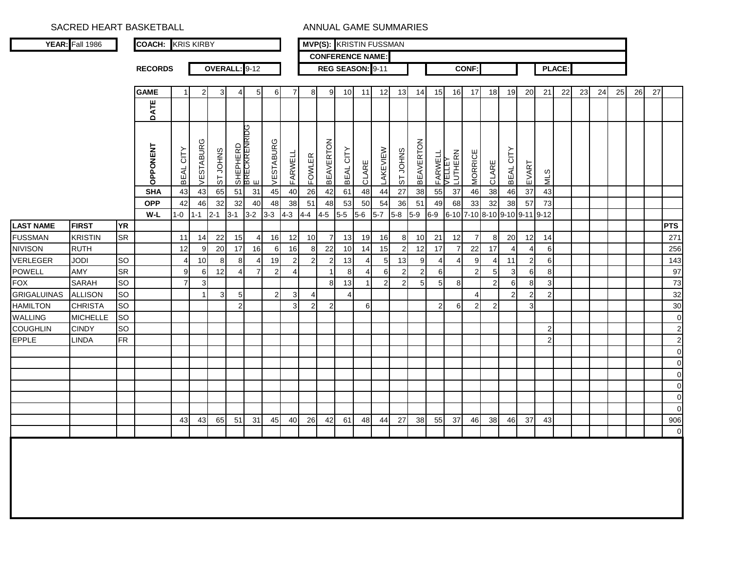SACRED HEART BASKETBALL

ANNUAL GAME SUMMARIES

**YEAR:** Fall 1986

**COACH:** KRIS KIRBY

**MVP(S):** KRISTIN FUSSMAN

**CONFERENCE NAME:**

**RECORDS**

**OVERALL:** 9-12

**REG SEASON:** 9-11

**CONF:**

**PLACE:**

| | | | **GAME** | 1 | 2 | 3 | 4 | 5 | 6 | 7 | 8 | 9 | 10 | 11 | 12 | 13 | 14 | 15 | 16 | 17 | 18 | 19 | 20 | 21 | 22 | 23 | 24 | 25 | 26 | 27 | |
|---|---|---|---|---|---|---|---|---|---|---|---|---|---|---|---|---|---|---|---|---|---|---|---|---|---|---|---|---|---|---|---|
| | | | **DATE** | | | | | | | | | | | | | | | | | | | | | | | | | | | | |
| | | | **OPPONENT** | BEAL CITY | VESTABURG | ST JOHNS | SHEPHERD | BRECKRENRIDGE | VESTABURG | FARWELL | FOWLER | BEAVERTON | BEAL CITY | CLARE | LAKEVIEW | ST JOHNS | BEAVERTON | FARWELL | VELLEY LUTHERN | MORRICE | CLARE | BEAL CITY | EVART | MLS | | | | | | | |
| | | | **SHA** | 43 | 43 | 65 | 51 | 31 | 45 | 40 | 26 | 42 | 61 | 48 | 44 | 27 | 38 | 55 | 37 | 46 | 38 | 46 | 37 | 43 | | | | | | | |
| | | | **OPP** | 42 | 46 | 32 | 32 | 40 | 48 | 38 | 51 | 48 | 53 | 50 | 54 | 36 | 51 | 49 | 68 | 33 | 32 | 38 | 57 | 73 | | | | | | | |
| | | | **W-L** | 1-0 | 1-1 | 2-1 | 3-1 | 3-2 | 3-3 | 4-3 | 4-4 | 4-5 | 5-5 | 5-6 | 5-7 | 5-8 | 5-9 | 6-9 | 6-10 | 7-10 | 8-10 | 9-10 | 9-11 | 9-12 | | | | | | | |
| **LAST NAME** | **FIRST** | **YR** | | | | | | | | | | | | | | | | | | | | | | | | | | | | | **PTS** |
| FUSSMAN | KRISTIN | SR | | 11 | 14 | 22 | 15 | 4 | 16 | 12 | 10 | 7 | 13 | 19 | 16 | 8 | 10 | 21 | 12 | 7 | 8 | 20 | 12 | 14 | | | | | | | 271 |
| NIVISON | RUTH | | | 12 | 9 | 20 | 17 | 16 | 6 | 16 | 8 | 22 | 10 | 14 | 15 | 2 | 12 | 17 | 7 | 22 | 17 | 4 | 4 | 6 | | | | | | | 256 |
| VERLEGER | JODI | SO | | 4 | 10 | 8 | 8 | 4 | 19 | 2 | 2 | 2 | 13 | 4 | 5 | 13 | 9 | 4 | 4 | 9 | 4 | 11 | 2 | 6 | | | | | | | 143 |
| POWELL | AMY | SR | | 9 | 6 | 12 | 4 | 7 | 2 | 4 | | 1 | 8 | 4 | 6 | 2 | 2 | 6 | | 2 | 5 | 3 | 6 | 8 | | | | | | | 97 |
| FOX | SARAH | SO | | 7 | 3 | | | | | | | 8 | 13 | 1 | 2 | 2 | 5 | 5 | 8 | | 2 | 6 | 8 | 3 | | | | | | | 73 |
| GRIGALUINAS | ALLISON | SO | | | 1 | 3 | 5 | | 2 | 3 | 4 | | 4 | | | | | | | 4 | | 2 | 2 | 2 | | | | | | | 32 |
| HAMILTON | CHRISTA | SO | | | | | 2 | | | 3 | 2 | 2 | | 6 | | | | 2 | 6 | 2 | 2 | | 3 | | | | | | | | 30 |
| WALLING | MICHELLE | SO | | | | | | | | | | | | | | | | | | | | | | | | | | | | | 0 |
| COUGHLIN | CINDY | SO | | | | | | | | | | | | | | | | | | | | | | 2 | | | | | | | 2 |
| EPPLE | LINDA | FR | | | | | | | | | | | | | | | | | | | | | | 2 | | | | | | | 2 |
| | | | | | | | | | | | | | | | | | | | | | | | | | | | | | | | 0 |
| | | | | | | | | | | | | | | | | | | | | | | | | | | | | | | | 0 |
| | | | | | | | | | | | | | | | | | | | | | | | | | | | | | | | 0 |
| | | | | | | | | | | | | | | | | | | | | | | | | | | | | | | | 0 |
| | | | | | | | | | | | | | | | | | | | | | | | | | | | | | | | 0 |
| | | | | | | | | | | | | | | | | | | | | | | | | | | | | | | | 0 |
| | | | | 43 | 43 | 65 | 51 | 31 | 45 | 40 | 26 | 42 | 61 | 48 | 44 | 27 | 38 | 55 | 37 | 46 | 38 | 46 | 37 | 43 | | | | | | | 906 |
| | | 0 | | | | | | | | | | | | | | | | | | | | | | | | | | | | | 0 |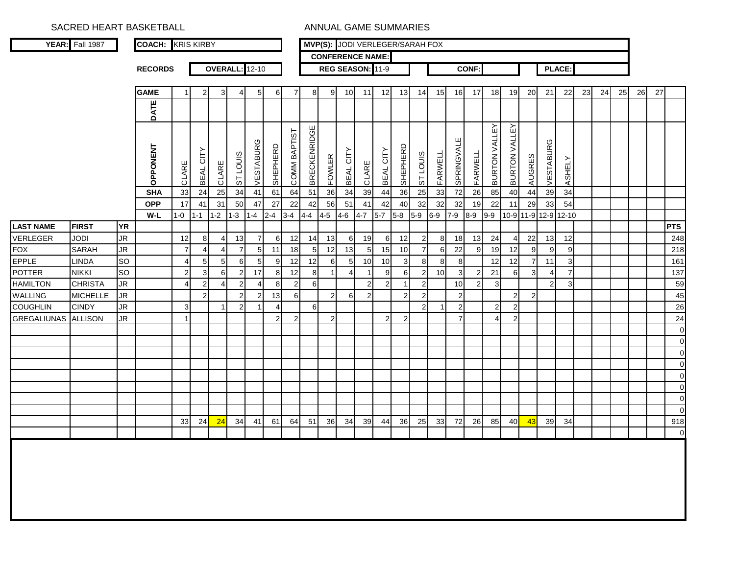SACRED HEART BASKETBALL — ANNUAL GAME SUMMARIES

**YEAR:** Fall 1987 | **COACH:** KRIS KIRBY | **MVP(S):** JODI VERLEGER/SARAH FOX

**CONFERENCE NAME:**

**RECORDS** — **OVERALL:** 12-10 | **REG SEASON:** 11-9 | **CONF:** | **PLACE:**

| LAST NAME | FIRST | YR | GAME | 1 | 2 | 3 | 4 | 5 | 6 | 7 | 8 | 9 | 10 | 11 | 12 | 13 | 14 | 15 | 16 | 17 | 18 | 19 | 20 | 21 | 22 | 23 | 24 | 25 | 26 | 27 | PTS |
|---|---|---|---|---|---|---|---|---|---|---|---|---|---|---|---|---|---|---|---|---|---|---|---|---|---|---|---|---|---|---|---|
| | | | DATE | | | | | | | | | | | | | | | | | | | | | | | | | | | | |
| | | | OPPONENT | CLARE | BEAL CITY | CLARE | ST LOUIS | VESTABURG | SHEPHERD | COMM BAPTIST | BRECKENRIDGE | FOWLER | BEAL CITY | CLARE | BEAL CITY | SHEPHERD | ST LOUIS | FARWELL | SPRINGVALE | FARWELL | BURTON VALLEY | BURTON VALLEY | AUGRES | VESTABURG | ASHELY | | | | | | |
| | | | SHA | 33 | 24 | 25 | 34 | 41 | 61 | 64 | 51 | 36 | 34 | 39 | 44 | 36 | 25 | 33 | 72 | 26 | 85 | 40 | 44 | 39 | 34 | | | | | | |
| | | | OPP | 17 | 41 | 31 | 50 | 47 | 27 | 22 | 42 | 56 | 51 | 41 | 42 | 40 | 32 | 32 | 32 | 19 | 22 | 11 | 29 | 33 | 54 | | | | | | |
| | | | W-L | 1-0 | 1-1 | 1-2 | 1-3 | 1-4 | 2-4 | 3-4 | 4-4 | 4-5 | 4-6 | 4-7 | 5-7 | 5-8 | 5-9 | 6-9 | 7-9 | 8-9 | 9-9 | 10-9 | 11-9 | 12-9 | 12-10 | | | | | | |
| VERLEGER | JODI | JR | | 12 | 8 | 4 | 13 | 7 | 6 | 12 | 14 | 13 | 6 | 19 | 6 | 12 | 2 | 8 | 18 | 13 | 24 | 4 | 22 | 13 | 12 | | | | | | 248 |
| FOX | SARAH | JR | | 7 | 4 | 4 | 7 | 5 | 11 | 18 | 5 | 12 | 13 | 5 | 15 | 10 | 7 | 6 | 22 | 9 | 19 | 12 | 9 | 9 | 9 | | | | | | 218 |
| EPPLE | LINDA | SO | | 4 | 5 | 5 | 6 | 5 | 9 | 12 | 12 | 6 | 5 | 10 | 10 | 3 | 8 | 8 | 8 | | 12 | 12 | 7 | 11 | 3 | | | | | | 161 |
| POTTER | NIKKI | SO | | 2 | 3 | 6 | 2 | 17 | 8 | 12 | 8 | 1 | 4 | 1 | 9 | 6 | 2 | 10 | 3 | 2 | 21 | 6 | 3 | 4 | 7 | | | | | | 137 |
| HAMILTON | CHRISTA | JR | | 4 | 2 | 4 | 2 | 4 | 8 | 2 | 6 | | | 2 | 2 | 1 | 2 | | 10 | 2 | 3 | | | 2 | 3 | | | | | | 59 |
| WALLING | MICHELLE | JR | | | 2 | | 2 | 2 | 13 | 6 | | 2 | 6 | 2 | | 2 | 2 | | 2 | | | 2 | 2 | | | | | | | | 45 |
| COUGHLIN | CINDY | JR | | 3 | | 1 | 2 | 1 | 4 | | 6 | | | | | | 2 | 1 | 2 | | 2 | 2 | | | | | | | | | 26 |
| GREGALIUNAS | ALLISON | JR | | 1 | | | | | 2 | 2 | | 2 | | | 2 | 2 | | | 7 | | 4 | 2 | | | | | | | | | 24 |
| | | | | | | | | | | | | | | | | | | | | | | | | | | | | | | | 0 |
| | | | | | | | | | | | | | | | | | | | | | | | | | | | | | | | 0 |
| | | | | | | | | | | | | | | | | | | | | | | | | | | | | | | | 0 |
| | | | | | | | | | | | | | | | | | | | | | | | | | | | | | | | 0 |
| | | | | | | | | | | | | | | | | | | | | | | | | | | | | | | | 0 |
| | | | | | | | | | | | | | | | | | | | | | | | | | | | | | | | 0 |
| | | | | | | | | | | | | | | | | | | | | | | | | | | | | | | | 0 |
| | | | | | | | | | | | | | | | | | | | | | | | | | | | | | | | 0 |
| | | | | 33 | 24 | 24 | 34 | 41 | 61 | 64 | 51 | 36 | 34 | 39 | 44 | 36 | 25 | 33 | 72 | 26 | 85 | 40 | 43 | 39 | 34 | | | | | | 918 |
| | | | | | | | | | | | | | | | | | | | | | | | | | | | | | | | 0 |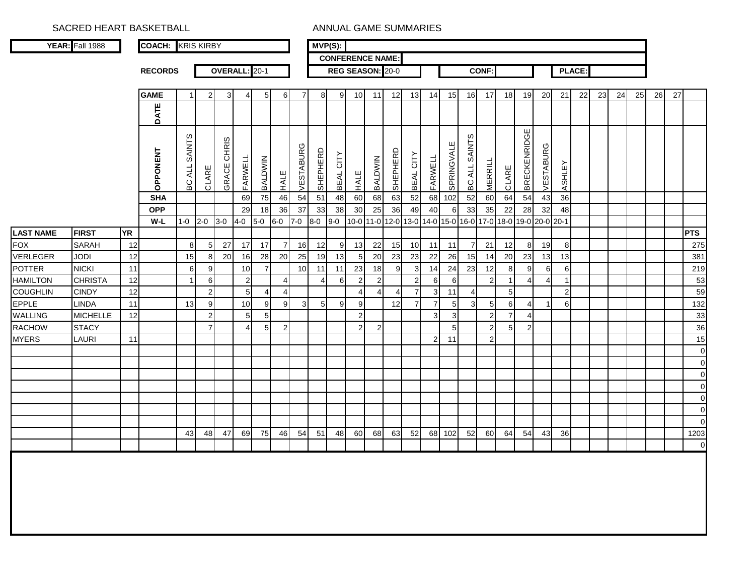SACRED HEART BASKETBALL

ANNUAL GAME SUMMARIES

**YEAR:** Fall 1988

**COACH:** KRIS KIRBY

**MVP(S):**

**CONFERENCE NAME:**

**RECORDS** **OVERALL:** 20-1 **REG SEASON:** 20-0 **CONF:** **PLACE:**

| | | | | | | | | | | | | | | | | | | | | | | | | | | | | | | | |
|---|---|---|---|---|---|---|---|---|---|---|---|---|---|---|---|---|---|---|---|---|---|---|---|---|---|---|---|---|---|---|---|
| | | | **GAME** | 1 | 2 | 3 | 4 | 5 | 6 | 7 | 8 | 9 | 10 | 11 | 12 | 13 | 14 | 15 | 16 | 17 | 18 | 19 | 20 | 21 | 22 | 23 | 24 | 25 | 26 | 27 | |
| | | | **DATE** | | | | | | | | | | | | | | | | | | | | | | | | | | | | |
| | | | **OPPONENT** | BC ALL SAINTS | CLARE | GRACE CHRIS | FARWELL | BALDWIN | HALE | VESTABURG | SHEPHERD | BEAL CITY | HALE | BALDWIN | SHEPHERD | BEAL CITY | FARWELL | SPRINGVALE | BC ALL SAINTS | MERRILL | CLARE | BRECKENRIDGE | VESTABURG | ASHLEY | | | | | | | |
| | | | **SHA** | | | | 69 | 75 | 46 | 54 | 51 | 48 | 60 | 68 | 63 | 52 | 68 | 102 | 52 | 60 | 64 | 54 | 43 | 36 | | | | | | | |
| | | | **OPP** | | | | 29 | 18 | 36 | 37 | 33 | 38 | 30 | 25 | 36 | 49 | 40 | 6 | 33 | 35 | 22 | 28 | 32 | 48 | | | | | | | |
| | | | **W-L** | 1-0 | 2-0 | 3-0 | 4-0 | 5-0 | 6-0 | 7-0 | 8-0 | 9-0 | 10-0 | 11-0 | 12-0 | 13-0 | 14-0 | 15-0 | 16-0 | 17-0 | 18-0 | 19-0 | 20-0 | 20-1 | | | | | | | |
| **LAST NAME** | **FIRST** | **YR** | | | | | | | | | | | | | | | | | | | | | | | | | | | | | **PTS** |
| FOX | SARAH | 12 | | 8 | 5 | 27 | 17 | 17 | 7 | 16 | 12 | 9 | 13 | 22 | 15 | 10 | 11 | 11 | 7 | 21 | 12 | 8 | 19 | 8 | | | | | | | 275 |
| VERLEGER | JODI | 12 | | 15 | 8 | 20 | 16 | 28 | 20 | 25 | 19 | 13 | 5 | 20 | 23 | 23 | 22 | 26 | 15 | 14 | 20 | 23 | 13 | 13 | | | | | | | 381 |
| POTTER | NICKI | 11 | | 6 | 9 | | 10 | 7 | | 10 | 11 | 11 | 23 | 18 | 9 | 3 | 14 | 24 | 23 | 12 | 8 | 9 | 6 | 6 | | | | | | | 219 |
| HAMILTON | CHRISTA | 12 | | 1 | 6 | | 2 | | 4 | | 4 | 6 | 2 | 2 | | 2 | 6 | 6 | | 2 | 1 | 4 | 4 | 1 | | | | | | | 53 |
| COUGHLIN | CINDY | 12 | | | 2 | | 5 | 4 | 4 | | | | 4 | 4 | 4 | 7 | 3 | 11 | 4 | | 5 | | | 2 | | | | | | | 59 |
| EPPLE | LINDA | 11 | | 13 | 9 | | 10 | 9 | 9 | 3 | 5 | 9 | 9 | | 12 | 7 | 7 | 5 | 3 | 5 | 6 | 4 | 1 | 6 | | | | | | | 132 |
| WALLING | MICHELLE | 12 | | | 2 | | 5 | 5 | | | | | 2 | | | | 3 | 3 | | 2 | 7 | 4 | | | | | | | | | 33 |
| RACHOW | STACY | | | | 7 | | 4 | 5 | 2 | | | | 2 | 2 | | | | 5 | | 2 | 5 | 2 | | | | | | | | | 36 |
| MYERS | LAURI | 11 | | | | | | | | | | | | | | | 2 | 11 | | 2 | | | | | | | | | | | 15 |
| | | | | | | | | | | | | | | | | | | | | | | | | | | | | | | | 0 |
| | | | | | | | | | | | | | | | | | | | | | | | | | | | | | | | 0 |
| | | | | | | | | | | | | | | | | | | | | | | | | | | | | | | | 0 |
| | | | | | | | | | | | | | | | | | | | | | | | | | | | | | | | 0 |
| | | | | | | | | | | | | | | | | | | | | | | | | | | | | | | | 0 |
| | | | | | | | | | | | | | | | | | | | | | | | | | | | | | | | 0 |
| | | | | | | | | | | | | | | | | | | | | | | | | | | | | | | | 0 |
| | | | | 43 | 48 | 47 | 69 | 75 | 46 | 54 | 51 | 48 | 60 | 68 | 63 | 52 | 68 | 102 | 52 | 60 | 64 | 54 | 43 | 36 | | | | | | | 1203 |
| | | | | | | | | | | | | | | | | | | | | | | | | | | | | | | | 0 |